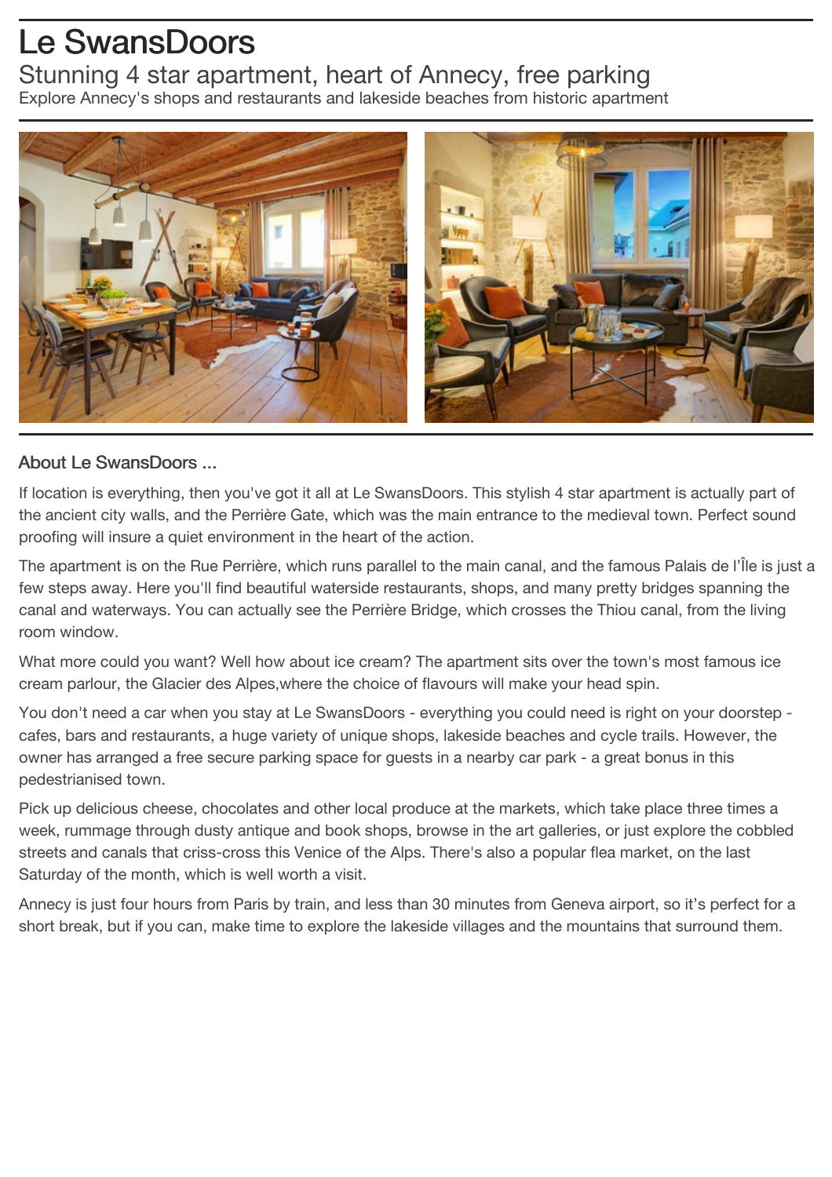# Le SwansDoors

## Stunning 4 star apartment, heart of Annecy, free parking

Explore Annecy's shops and restaurants and lakeside beaches from historic apartment

### About Le SwansDoors ...

If location is everything, then you've got it all at Le SwansDoors. This stylish 4 star apartment is actually part of the ancient city walls, and the Perrière Gate, which was the main entrance to the medieval town. Perfect sound proofing will insure a quiet environment in the heart of the action.

The apartment is on the Rue Perrière, which runs parallel to the main canal, and the famous Palais de l'Île is just a few steps away. Here you'll find beautiful waterside restaurants, shops, and many pretty bridges spanning the canal and waterways. You can actually see the Perrière Bridge, which crosses the Thiou canal, from the living room window.

What more could you want? Well how about ice cream? The apartment sits over the town's most famous ice cream parlour, the Glacier des Alpes,where the choice of flavours will make your head spin.

You don't need a car when you stay at Le SwansDoors - everything you could need is right on your doorstep - cafes, bars and restaurants, a huge variety of unique shops, lakeside beaches and cycle trails. However, the owner has arranged a free secure parking space for guests in a nearby car park - a great bonus in this pedestrianised town.

Pick up delicious cheese, chocolates and other local produce at the markets, which take place three times a week, rummage through dusty antique and book shops, browse in the art galleries, or just explore the cobbled streets and canals that criss-cross this Venice of the Alps. There's also a popular flea market, on the last Saturday of the month, which is well worth a visit.

Annecy is just four hours from Paris by train, and less than 30 minutes from Geneva airport, so it's perfect for a short break, but if you can, make time to explore the lakeside villages and the mountains that surround them.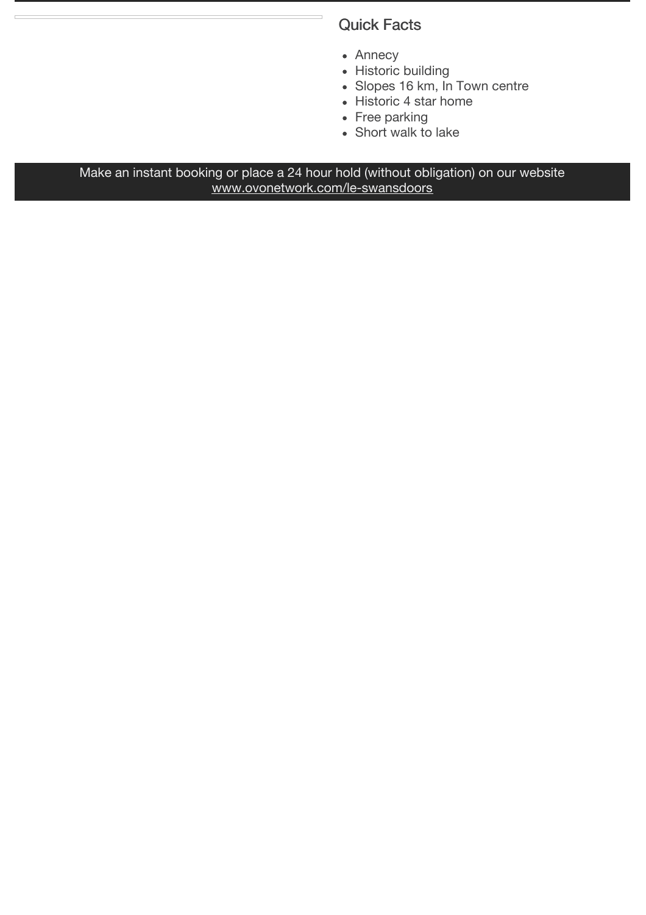## Quick Facts

- Annecy
- Historic building
- Slopes 16 km, In Town centre
- Historic 4 star home
- Free parking
- Short walk to lake

Make an instant booking or place a 24 hour hold (without obligation) on our website
www.ovonetwork.com/le-swansdoors